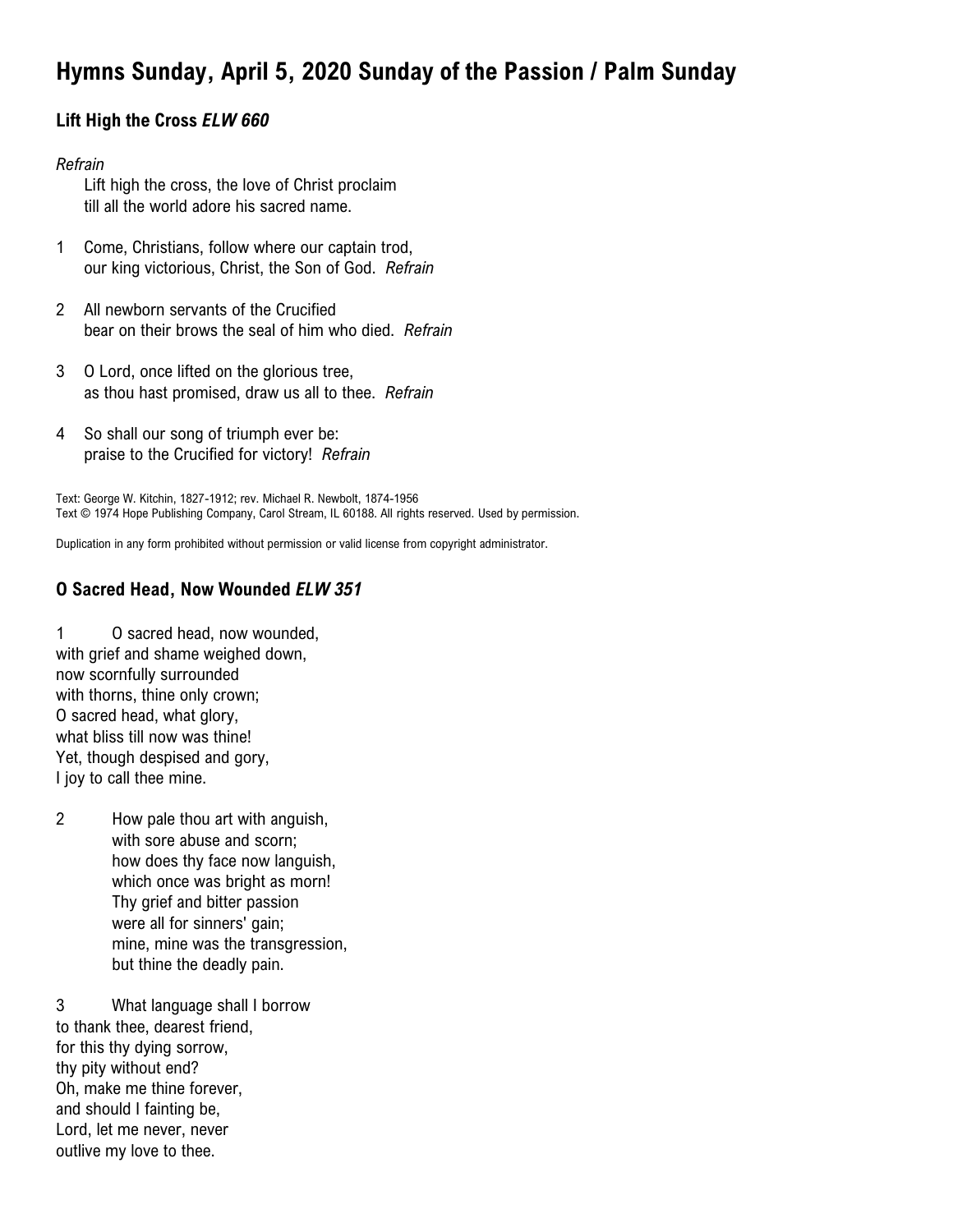# Hymns Sunday, April 5, 2020 Sunday of the Passion / Palm Sunday

### Lift High the Cross *ELW 660*

*Refrain*
Lift high the cross, the love of Christ proclaim
till all the world adore his sacred name.

1 Come, Christians, follow where our captain trod,
our king victorious, Christ, the Son of God. *Refrain*

2 All newborn servants of the Crucified
bear on their brows the seal of him who died. *Refrain*

3 O Lord, once lifted on the glorious tree,
as thou hast promised, draw us all to thee. *Refrain*

4 So shall our song of triumph ever be:
praise to the Crucified for victory! *Refrain*

Text: George W. Kitchin, 1827-1912; rev. Michael R. Newbolt, 1874-1956
Text © 1974 Hope Publishing Company, Carol Stream, IL 60188. All rights reserved. Used by permission.

Duplication in any form prohibited without permission or valid license from copyright administrator.

### O Sacred Head, Now Wounded *ELW 351*

1 O sacred head, now wounded,
with grief and shame weighed down,
now scornfully surrounded
with thorns, thine only crown;
O sacred head, what glory,
what bliss till now was thine!
Yet, though despised and gory,
I joy to call thee mine.

2 How pale thou art with anguish,
with sore abuse and scorn;
how does thy face now languish,
which once was bright as morn!
Thy grief and bitter passion
were all for sinners' gain;
mine, mine was the transgression,
but thine the deadly pain.

3 What language shall I borrow
to thank thee, dearest friend,
for this thy dying sorrow,
thy pity without end?
Oh, make me thine forever,
and should I fainting be,
Lord, let me never, never
outlive my love to thee.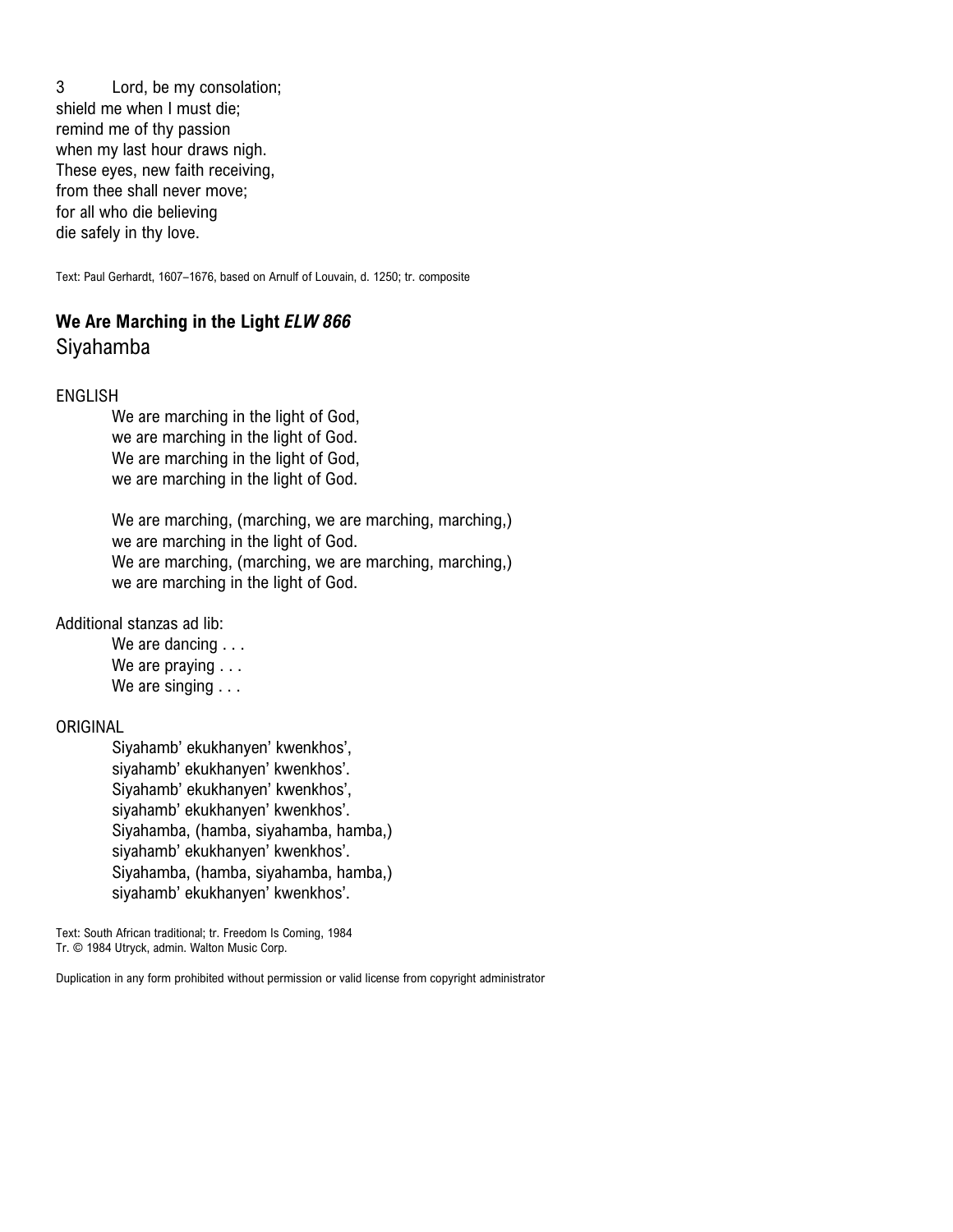3 Lord, be my consolation;
shield me when I must die;
remind me of thy passion
when my last hour draws nigh.
These eyes, new faith receiving,
from thee shall never move;
for all who die believing
die safely in thy love.

Text: Paul Gerhardt, 1607–1676, based on Arnulf of Louvain, d. 1250; tr. composite

## We Are Marching in the Light *ELW 866*

Siyahamba

ENGLISH

We are marching in the light of God,
we are marching in the light of God.
We are marching in the light of God,
we are marching in the light of God.

We are marching, (marching, we are marching, marching,)
we are marching in the light of God.
We are marching, (marching, we are marching, marching,)
we are marching in the light of God.

Additional stanzas ad lib:

We are dancing . . .
We are praying . . .
We are singing . . .

ORIGINAL

Siyahamb' ekukhanyen' kwenkhos',
siyahamb' ekukhanyen' kwenkhos'.
Siyahamb' ekukhanyen' kwenkhos',
siyahamb' ekukhanyen' kwenkhos'.
Siyahamba, (hamba, siyahamba, hamba,)
siyahamb' ekukhanyen' kwenkhos'.
Siyahamba, (hamba, siyahamba, hamba,)
siyahamb' ekukhanyen' kwenkhos'.

Text: South African traditional; tr. Freedom Is Coming, 1984
Tr. © 1984 Utryck, admin. Walton Music Corp.

Duplication in any form prohibited without permission or valid license from copyright administrator